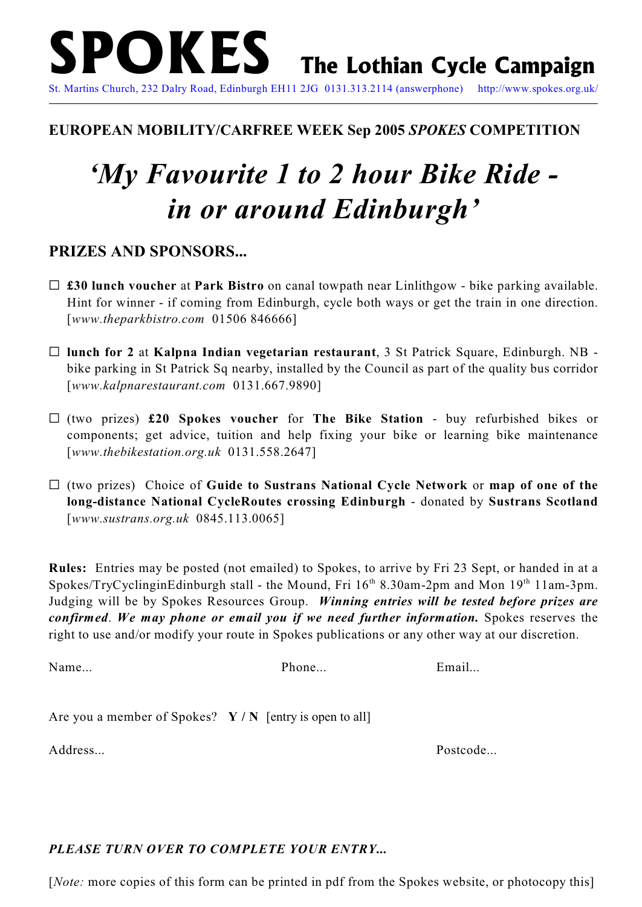# SPOKES The Lothian Cycle Campaign

St. Martins Church, 232 Dalry Road, Edinburgh EH11 2JG 0131.313.2114 (answerphone) http://www.spokes.org.uk/

---

**EUROPEAN MOBILITY/CARFREE WEEK Sep 2005 *SPOKES* COMPETITION**

# *'My Favourite 1 to 2 hour Bike Ride - in or around Edinburgh'*

## PRIZES AND SPONSORS...

- ☐ **£30 lunch voucher** at **Park Bistro** on canal towpath near Linlithgow - bike parking available. Hint for winner - if coming from Edinburgh, cycle both ways or get the train in one direction. [*www.theparkbistro.com* 01506 846666]

- ☐ **lunch for 2** at **Kalpna Indian vegetarian restaurant**, 3 St Patrick Square, Edinburgh. NB - bike parking in St Patrick Sq nearby, installed by the Council as part of the quality bus corridor [*www.kalpnarestaurant.com* 0131.667.9890]

- ☐ (two prizes) **£20 Spokes voucher** for **The Bike Station** - buy refurbished bikes or components; get advice, tuition and help fixing your bike or learning bike maintenance [*www.thebikestation.org.uk* 0131.558.2647]

- ☐ (two prizes) Choice of **Guide to Sustrans National Cycle Network** or **map of one of the long-distance National CycleRoutes crossing Edinburgh** - donated by **Sustrans Scotland** [*www.sustrans.org.uk* 0845.113.0065]

**Rules:** Entries may be posted (not emailed) to Spokes, to arrive by Fri 23 Sept, or handed in at a Spokes/TryCyclinginEdinburgh stall - the Mound, Fri 16th 8.30am-2pm and Mon 19th 11am-3pm. Judging will be by Spokes Resources Group. ***Winning entries will be tested before prizes are confirmed*. *We may phone or email you if we need further information.*** Spokes reserves the right to use and/or modify your route in Spokes publications or any other way at our discretion.

Name... Phone... Email...

Are you a member of Spokes? **Y / N** [entry is open to all]

Address... Postcode...

***PLEASE TURN OVER TO COMPLETE YOUR ENTRY...***

[*Note:* more copies of this form can be printed in pdf from the Spokes website, or photocopy this]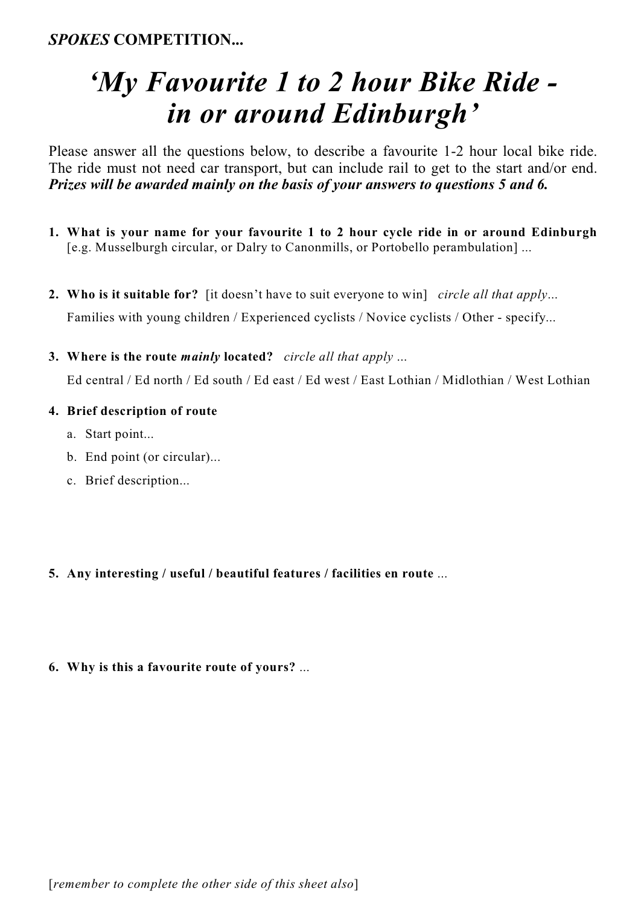***SPOKES*** **COMPETITION...**

# *'My Favourite 1 to 2 hour Bike Ride - in or around Edinburgh'*

Please answer all the questions below, to describe a favourite 1-2 hour local bike ride. The ride must not need car transport, but can include rail to get to the start and/or end. ***Prizes will be awarded mainly on the basis of your answers to questions 5 and 6.***

1. **What is your name for your favourite 1 to 2 hour cycle ride in or around Edinburgh** [e.g. Musselburgh circular, or Dalry to Canonmills, or Portobello perambulation] ...

2. **Who is it suitable for?** [it doesn't have to suit everyone to win] *circle all that apply...*

   Families with young children / Experienced cyclists / Novice cyclists / Other - specify...

3. **Where is the route *mainly* located?** *circle all that apply ...*

   Ed central / Ed north / Ed south / Ed east / Ed west / East Lothian / Midlothian / West Lothian

4. **Brief description of route**
   a. Start point...
   b. End point (or circular)...
   c. Brief description...

5. **Any interesting / useful / beautiful features / facilities en route** ...

6. **Why is this a favourite route of yours?** ...

[*remember to complete the other side of this sheet also*]